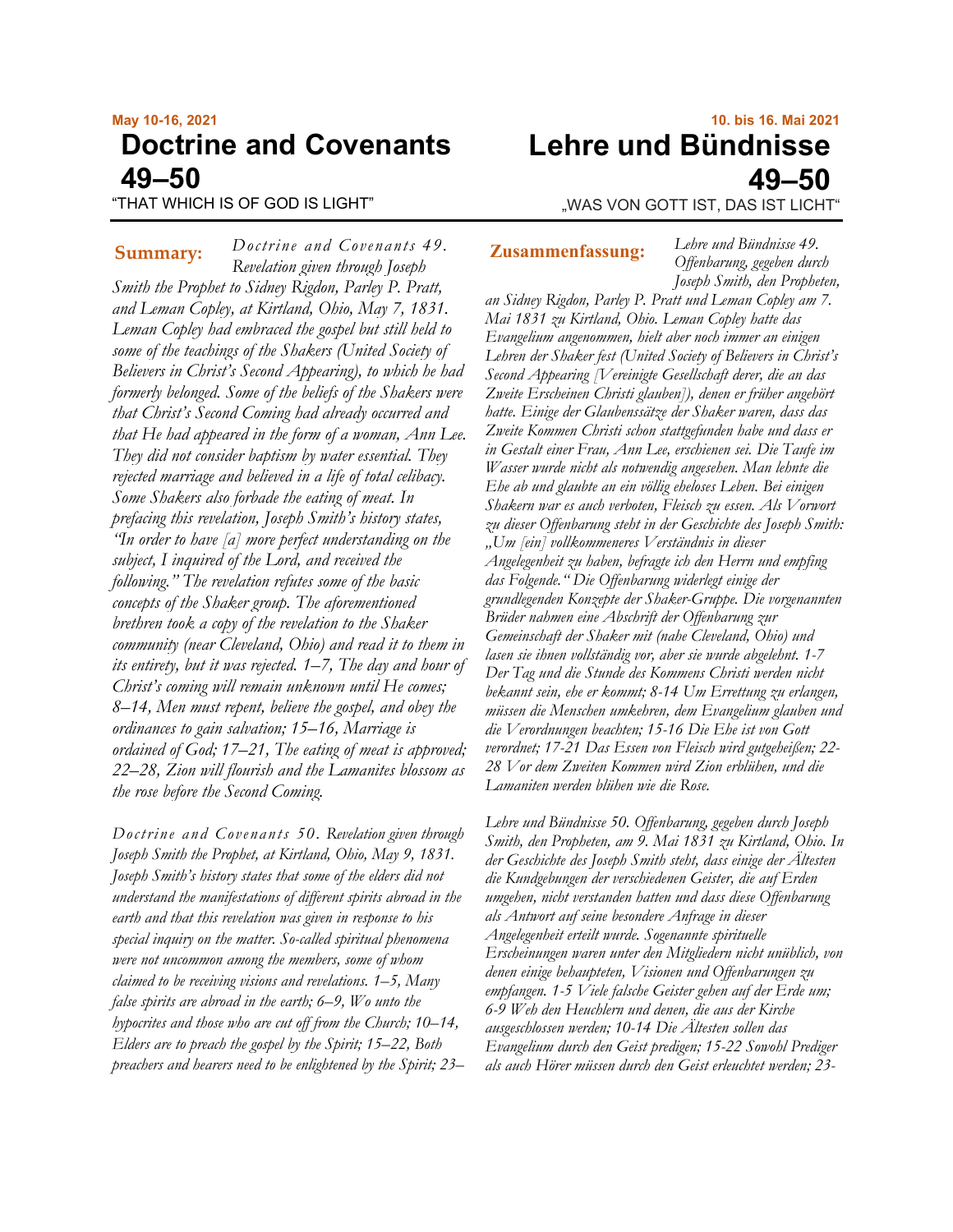**May 10-16, 2021**

# Doctrine and Covenants 49–50

"THAT WHICH IS OF GOD IS LIGHT"

**Summary:** *Doctrine and Covenants 49. Revelation given through Joseph Smith the Prophet to Sidney Rigdon, Parley P. Pratt, and Leman Copley, at Kirtland, Ohio, May 7, 1831. Leman Copley had embraced the gospel but still held to some of the teachings of the Shakers (United Society of Believers in Christ's Second Appearing), to which he had formerly belonged. Some of the beliefs of the Shakers were that Christ's Second Coming had already occurred and that He had appeared in the form of a woman, Ann Lee. They did not consider baptism by water essential. They rejected marriage and believed in a life of total celibacy. Some Shakers also forbade the eating of meat. In prefacing this revelation, Joseph Smith's history states, "In order to have [a] more perfect understanding on the subject, I inquired of the Lord, and received the following." The revelation refutes some of the basic concepts of the Shaker group. The aforementioned brethren took a copy of the revelation to the Shaker community (near Cleveland, Ohio) and read it to them in its entirety, but it was rejected. 1–7, The day and hour of Christ's coming will remain unknown until He comes; 8–14, Men must repent, believe the gospel, and obey the ordinances to gain salvation; 15–16, Marriage is ordained of God; 17–21, The eating of meat is approved; 22–28, Zion will flourish and the Lamanites blossom as the rose before the Second Coming.*

*Doctrine and Covenants 50. Revelation given through Joseph Smith the Prophet, at Kirtland, Ohio, May 9, 1831. Joseph Smith's history states that some of the elders did not understand the manifestations of different spirits abroad in the earth and that this revelation was given in response to his special inquiry on the matter. So-called spiritual phenomena were not uncommon among the members, some of whom claimed to be receiving visions and revelations. 1–5, Many false spirits are abroad in the earth; 6–9, Wo unto the hypocrites and those who are cut off from the Church; 10–14, Elders are to preach the gospel by the Spirit; 15–22, Both preachers and hearers need to be enlightened by the Spirit; 23–*

**10. bis 16. Mai 2021**

# Lehre und Bündnisse 49–50

„WAS VON GOTT IST, DAS IST LICHT"

**Zusammenfassung:** *Lehre und Bündnisse 49. Offenbarung, gegeben durch Joseph Smith, den Propheten, an Sidney Rigdon, Parley P. Pratt und Leman Copley am 7. Mai 1831 zu Kirtland, Ohio. Leman Copley hatte das Evangelium angenommen, hielt aber noch immer an einigen Lehren der Shaker fest (United Society of Believers in Christ's Second Appearing [Vereinigte Gesellschaft derer, die an das Zweite Erscheinen Christi glauben]), denen er früher angehört hatte. Einige der Glaubenssätze der Shaker waren, dass das Zweite Kommen Christi schon stattgefunden habe und dass er in Gestalt einer Frau, Ann Lee, erschienen sei. Die Taufe im Wasser wurde nicht als notwendig angesehen. Man lehnte die Ehe ab und glaubte an ein völlig eheloses Leben. Bei einigen Shakern war es auch verboten, Fleisch zu essen. Als Vorwort zu dieser Offenbarung steht in der Geschichte des Joseph Smith: „Um [ein] vollkommeneres Verständnis in dieser Angelegenheit zu haben, befragte ich den Herrn und empfing das Folgende." Die Offenbarung widerlegt einige der grundlegenden Konzepte der Shaker-Gruppe. Die vorgenannten Brüder nahmen eine Abschrift der Offenbarung zur Gemeinschaft der Shaker mit (nahe Cleveland, Ohio) und lasen sie ihnen vollständig vor, aber sie wurde abgelehnt. 1-7 Der Tag und die Stunde des Kommens Christi werden nicht bekannt sein, ehe er kommt; 8-14 Um Errettung zu erlangen, müssen die Menschen umkehren, dem Evangelium glauben und die Verordnungen beachten; 15-16 Die Ehe ist von Gott verordnet; 17-21 Das Essen von Fleisch wird gutgeheißen; 22-28 Vor dem Zweiten Kommen wird Zion erblühen, und die Lamaniten werden blühen wie die Rose.*

*Lehre und Bündnisse 50. Offenbarung, gegeben durch Joseph Smith, den Propheten, am 9. Mai 1831 zu Kirtland, Ohio. In der Geschichte des Joseph Smith steht, dass einige der Ältesten die Kundgebungen der verschiedenen Geister, die auf Erden umgehen, nicht verstanden hatten und dass diese Offenbarung als Antwort auf seine besondere Anfrage in dieser Angelegenheit erteilt wurde. Sogenannte spirituelle Erscheinungen waren unter den Mitgliedern nicht unüblich, von denen einige behaupteten, Visionen und Offenbarungen zu empfangen. 1-5 Viele falsche Geister gehen auf der Erde um; 6-9 Weh den Heuchlern und denen, die aus der Kirche ausgeschlossen werden; 10-14 Die Ältesten sollen das Evangelium durch den Geist predigen; 15-22 Sowohl Prediger als auch Hörer müssen durch den Geist erleuchtet werden; 23-*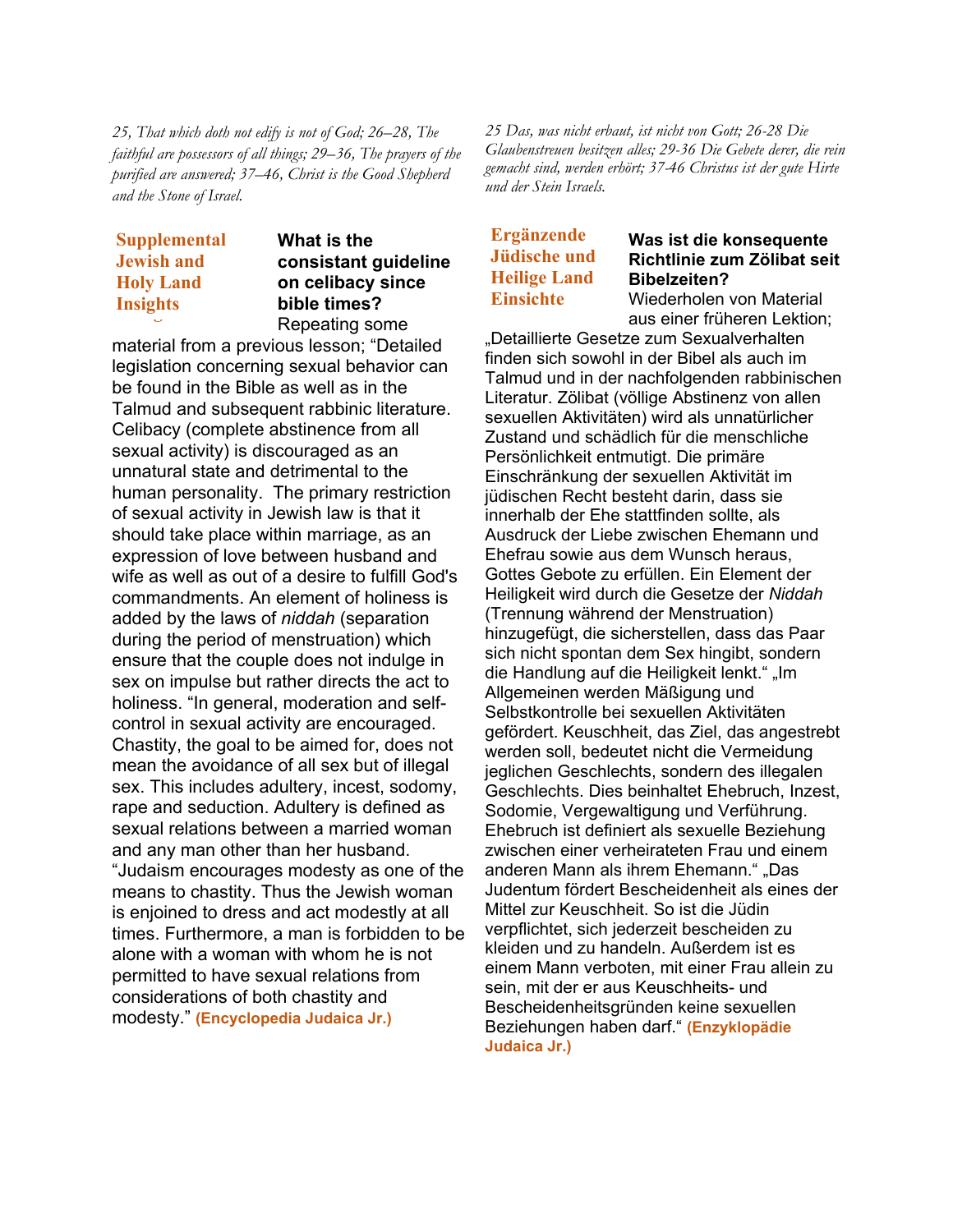*25, That which doth not edify is not of God; 26–28, The faithful are possessors of all things; 29–36, The prayers of the purified are answered; 37–46, Christ is the Good Shepherd and the Stone of Israel.*

### Supplemental Jewish and Holy Land Insights

**What is the consistant guideline on celibacy since bible times?**

Repeating some material from a previous lesson; "Detailed legislation concerning sexual behavior can be found in the Bible as well as in the Talmud and subsequent rabbinic literature. Celibacy (complete abstinence from all sexual activity) is discouraged as an unnatural state and detrimental to the human personality. The primary restriction of sexual activity in Jewish law is that it should take place within marriage, as an expression of love between husband and wife as well as out of a desire to fulfill God's commandments. An element of holiness is added by the laws of *niddah* (separation during the period of menstruation) which ensure that the couple does not indulge in sex on impulse but rather directs the act to holiness. "In general, moderation and self-control in sexual activity are encouraged. Chastity, the goal to be aimed for, does not mean the avoidance of all sex but of illegal sex. This includes adultery, incest, sodomy, rape and seduction. Adultery is defined as sexual relations between a married woman and any man other than her husband. "Judaism encourages modesty as one of the means to chastity. Thus the Jewish woman is enjoined to dress and act modestly at all times. Furthermore, a man is forbidden to be alone with a woman with whom he is not permitted to have sexual relations from considerations of both chastity and modesty." **(Encyclopedia Judaica Jr.)**

*25 Das, was nicht erbaut, ist nicht von Gott; 26-28 Die Glaubenstreuen besitzen alles; 29-36 Die Gebete derer, die rein gemacht sind, werden erhört; 37-46 Christus ist der gute Hirte und der Stein Israels.*

### Ergänzende Jüdische und Heilige Land Einsichte

**Was ist die konsequente Richtlinie zum Zölibat seit Bibelzeiten?**

Wiederholen von Material aus einer früheren Lektion; „Detaillierte Gesetze zum Sexualverhalten finden sich sowohl in der Bibel als auch im Talmud und in der nachfolgenden rabbinischen Literatur. Zölibat (völlige Abstinenz von allen sexuellen Aktivitäten) wird als unnatürlicher Zustand und schädlich für die menschliche Persönlichkeit entmutigt. Die primäre Einschränkung der sexuellen Aktivität im jüdischen Recht besteht darin, dass sie innerhalb der Ehe stattfinden sollte, als Ausdruck der Liebe zwischen Ehemann und Ehefrau sowie aus dem Wunsch heraus, Gottes Gebote zu erfüllen. Ein Element der Heiligkeit wird durch die Gesetze der *Niddah* (Trennung während der Menstruation) hinzugefügt, die sicherstellen, dass das Paar sich nicht spontan dem Sex hingibt, sondern die Handlung auf die Heiligkeit lenkt." „Im Allgemeinen werden Mäßigung und Selbstkontrolle bei sexuellen Aktivitäten gefördert. Keuschheit, das Ziel, das angestrebt werden soll, bedeutet nicht die Vermeidung jeglichen Geschlechts, sondern des illegalen Geschlechts. Dies beinhaltet Ehebruch, Inzest, Sodomie, Vergewaltigung und Verführung. Ehebruch ist definiert als sexuelle Beziehung zwischen einer verheirateten Frau und einem anderen Mann als ihrem Ehemann." „Das Judentum fördert Bescheidenheit als eines der Mittel zur Keuschheit. So ist die Jüdin verpflichtet, sich jederzeit bescheiden zu kleiden und zu handeln. Außerdem ist es einem Mann verboten, mit einer Frau allein zu sein, mit der er aus Keuschheits- und Bescheidenheitsgründen keine sexuellen Beziehungen haben darf." **(Enzyklopädie Judaica Jr.)**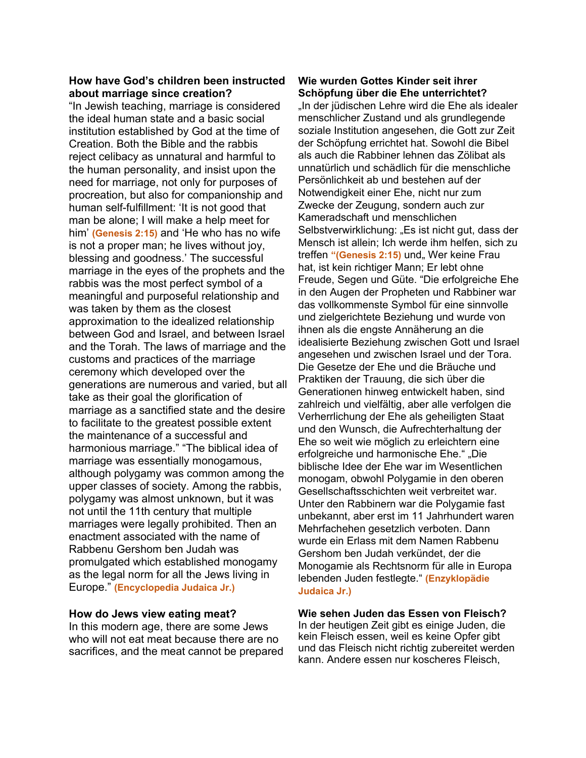**How have God's children been instructed about marriage since creation?**

"In Jewish teaching, marriage is considered the ideal human state and a basic social institution established by God at the time of Creation. Both the Bible and the rabbis reject celibacy as unnatural and harmful to the human personality, and insist upon the need for marriage, not only for purposes of procreation, but also for companionship and human self-fulfillment: 'It is not good that man be alone; I will make a help meet for him' **(Genesis 2:15)** and 'He who has no wife is not a proper man; he lives without joy, blessing and goodness.' The successful marriage in the eyes of the prophets and the rabbis was the most perfect symbol of a meaningful and purposeful relationship and was taken by them as the closest approximation to the idealized relationship between God and Israel, and between Israel and the Torah. The laws of marriage and the customs and practices of the marriage ceremony which developed over the generations are numerous and varied, but all take as their goal the glorification of marriage as a sanctified state and the desire to facilitate to the greatest possible extent the maintenance of a successful and harmonious marriage." "The biblical idea of marriage was essentially monogamous, although polygamy was common among the upper classes of society. Among the rabbis, polygamy was almost unknown, but it was not until the 11th century that multiple marriages were legally prohibited. Then an enactment associated with the name of Rabbenu Gershom ben Judah was promulgated which established monogamy as the legal norm for all the Jews living in Europe." **(Encyclopedia Judaica Jr.)**

**How do Jews view eating meat?**

In this modern age, there are some Jews who will not eat meat because there are no sacrifices, and the meat cannot be prepared

**Wie wurden Gottes Kinder seit ihrer Schöpfung über die Ehe unterrichtet?**

„In der jüdischen Lehre wird die Ehe als idealer menschlicher Zustand und als grundlegende soziale Institution angesehen, die Gott zur Zeit der Schöpfung errichtet hat. Sowohl die Bibel als auch die Rabbiner lehnen das Zölibat als unnatürlich und schädlich für die menschliche Persönlichkeit ab und bestehen auf der Notwendigkeit einer Ehe, nicht nur zum Zwecke der Zeugung, sondern auch zur Kameradschaft und menschlichen Selbstverwirklichung: „Es ist nicht gut, dass der Mensch ist allein; Ich werde ihm helfen, sich zu treffen **"(Genesis 2:15)** und„ Wer keine Frau hat, ist kein richtiger Mann; Er lebt ohne Freude, Segen und Güte. "Die erfolgreiche Ehe in den Augen der Propheten und Rabbiner war das vollkommenste Symbol für eine sinnvolle und zielgerichtete Beziehung und wurde von ihnen als die engste Annäherung an die idealisierte Beziehung zwischen Gott und Israel angesehen und zwischen Israel und der Tora. Die Gesetze der Ehe und die Bräuche und Praktiken der Trauung, die sich über die Generationen hinweg entwickelt haben, sind zahlreich und vielfältig, aber alle verfolgen die Verherrlichung der Ehe als geheiligten Staat und den Wunsch, die Aufrechterhaltung der Ehe so weit wie möglich zu erleichtern eine erfolgreiche und harmonische Ehe." „Die biblische Idee der Ehe war im Wesentlichen monogam, obwohl Polygamie in den oberen Gesellschaftsschichten weit verbreitet war. Unter den Rabbinern war die Polygamie fast unbekannt, aber erst im 11 Jahrhundert waren Mehrfachehen gesetzlich verboten. Dann wurde ein Erlass mit dem Namen Rabbenu Gershom ben Judah verkündet, der die Monogamie als Rechtsnorm für alle in Europa lebenden Juden festlegte." **(Enzyklopädie Judaica Jr.)**

**Wie sehen Juden das Essen von Fleisch?**

In der heutigen Zeit gibt es einige Juden, die kein Fleisch essen, weil es keine Opfer gibt und das Fleisch nicht richtig zubereitet werden kann. Andere essen nur koscheres Fleisch,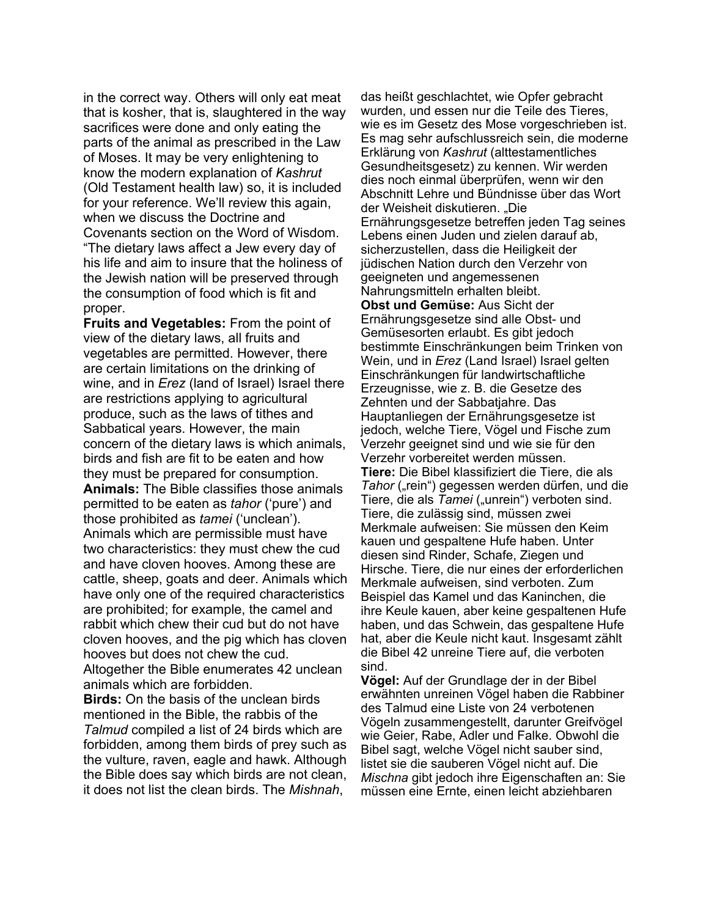in the correct way. Others will only eat meat that is kosher, that is, slaughtered in the way sacrifices were done and only eating the parts of the animal as prescribed in the Law of Moses. It may be very enlightening to know the modern explanation of *Kashrut* (Old Testament health law) so, it is included for your reference. We'll review this again, when we discuss the Doctrine and Covenants section on the Word of Wisdom. "The dietary laws affect a Jew every day of his life and aim to insure that the holiness of the Jewish nation will be preserved through the consumption of food which is fit and proper.

**Fruits and Vegetables:** From the point of view of the dietary laws, all fruits and vegetables are permitted. However, there are certain limitations on the drinking of wine, and in *Erez* (land of Israel) Israel there are restrictions applying to agricultural produce, such as the laws of tithes and Sabbatical years. However, the main concern of the dietary laws is which animals, birds and fish are fit to be eaten and how they must be prepared for consumption.

**Animals:** The Bible classifies those animals permitted to be eaten as *tahor* ('pure') and those prohibited as *tamei* ('unclean'). Animals which are permissible must have two characteristics: they must chew the cud and have cloven hooves. Among these are cattle, sheep, goats and deer. Animals which have only one of the required characteristics are prohibited; for example, the camel and rabbit which chew their cud but do not have cloven hooves, and the pig which has cloven hooves but does not chew the cud. Altogether the Bible enumerates 42 unclean animals which are forbidden.

**Birds:** On the basis of the unclean birds mentioned in the Bible, the rabbis of the *Talmud* compiled a list of 24 birds which are forbidden, among them birds of prey such as the vulture, raven, eagle and hawk. Although the Bible does say which birds are not clean, it does not list the clean birds. The *Mishnah*,

das heißt geschlachtet, wie Opfer gebracht wurden, und essen nur die Teile des Tieres, wie es im Gesetz des Mose vorgeschrieben ist. Es mag sehr aufschlussreich sein, die moderne Erklärung von *Kashrut* (alttestamentliches Gesundheitsgesetz) zu kennen. Wir werden dies noch einmal überprüfen, wenn wir den Abschnitt Lehre und Bündnisse über das Wort der Weisheit diskutieren. „Die Ernährungsgesetze betreffen jeden Tag seines Lebens einen Juden und zielen darauf ab, sicherzustellen, dass die Heiligkeit der jüdischen Nation durch den Verzehr von geeigneten und angemessenen Nahrungsmitteln erhalten bleibt.

**Obst und Gemüse:** Aus Sicht der Ernährungsgesetze sind alle Obst- und Gemüsesorten erlaubt. Es gibt jedoch bestimmte Einschränkungen beim Trinken von Wein, und in *Erez* (Land Israel) Israel gelten Einschränkungen für landwirtschaftliche Erzeugnisse, wie z. B. die Gesetze des Zehnten und der Sabbatjahre. Das Hauptanliegen der Ernährungsgesetze ist jedoch, welche Tiere, Vögel und Fische zum Verzehr geeignet sind und wie sie für den Verzehr vorbereitet werden müssen.

**Tiere:** Die Bibel klassifiziert die Tiere, die als *Tahor* („rein“) gegessen werden dürfen, und die Tiere, die als *Tamei* („unrein“) verboten sind. Tiere, die zulässig sind, müssen zwei Merkmale aufweisen: Sie müssen den Keim kauen und gespaltene Hufe haben. Unter diesen sind Rinder, Schafe, Ziegen und Hirsche. Tiere, die nur eines der erforderlichen Merkmale aufweisen, sind verboten. Zum Beispiel das Kamel und das Kaninchen, die ihre Keule kauen, aber keine gespaltenen Hufe haben, und das Schwein, das gespaltene Hufe hat, aber die Keule nicht kaut. Insgesamt zählt die Bibel 42 unreine Tiere auf, die verboten sind.

**Vögel:** Auf der Grundlage der in der Bibel erwähnten unreinen Vögel haben die Rabbiner des Talmud eine Liste von 24 verbotenen Vögeln zusammengestellt, darunter Greifvögel wie Geier, Rabe, Adler und Falke. Obwohl die Bibel sagt, welche Vögel nicht sauber sind, listet sie die sauberen Vögel nicht auf. Die *Mischna* gibt jedoch ihre Eigenschaften an: Sie müssen eine Ernte, einen leicht abziehbaren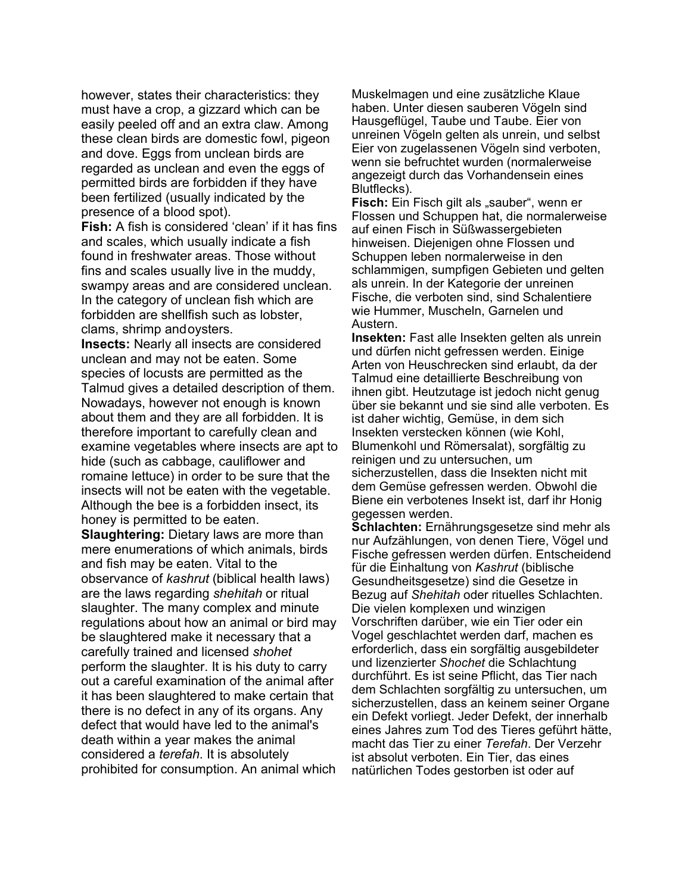however, states their characteristics: they must have a crop, a gizzard which can be easily peeled off and an extra claw. Among these clean birds are domestic fowl, pigeon and dove. Eggs from unclean birds are regarded as unclean and even the eggs of permitted birds are forbidden if they have been fertilized (usually indicated by the presence of a blood spot).

**Fish:** A fish is considered 'clean' if it has fins and scales, which usually indicate a fish found in freshwater areas. Those without fins and scales usually live in the muddy, swampy areas and are considered unclean. In the category of unclean fish which are forbidden are shellfish such as lobster, clams, shrimp andoysters.

**Insects:** Nearly all insects are considered unclean and may not be eaten. Some species of locusts are permitted as the Talmud gives a detailed description of them. Nowadays, however not enough is known about them and they are all forbidden. It is therefore important to carefully clean and examine vegetables where insects are apt to hide (such as cabbage, cauliflower and romaine lettuce) in order to be sure that the insects will not be eaten with the vegetable. Although the bee is a forbidden insect, its honey is permitted to be eaten.

**Slaughtering:** Dietary laws are more than mere enumerations of which animals, birds and fish may be eaten. Vital to the observance of *kashrut* (biblical health laws) are the laws regarding *shehitah* or ritual slaughter. The many complex and minute regulations about how an animal or bird may be slaughtered make it necessary that a carefully trained and licensed *shohet* perform the slaughter. It is his duty to carry out a careful examination of the animal after it has been slaughtered to make certain that there is no defect in any of its organs. Any defect that would have led to the animal's death within a year makes the animal considered a *terefah*. It is absolutely prohibited for consumption. An animal which

Muskelmagen und eine zusätzliche Klaue haben. Unter diesen sauberen Vögeln sind Hausgeflügel, Taube und Taube. Eier von unreinen Vögeln gelten als unrein, und selbst Eier von zugelassenen Vögeln sind verboten, wenn sie befruchtet wurden (normalerweise angezeigt durch das Vorhandensein eines Blutflecks).

**Fisch:** Ein Fisch gilt als „sauber", wenn er Flossen und Schuppen hat, die normalerweise auf einen Fisch in Süßwassergebieten hinweisen. Diejenigen ohne Flossen und Schuppen leben normalerweise in den schlammigen, sumpfigen Gebieten und gelten als unrein. In der Kategorie der unreinen Fische, die verboten sind, sind Schalentiere wie Hummer, Muscheln, Garnelen und Austern.

**Insekten:** Fast alle Insekten gelten als unrein und dürfen nicht gefressen werden. Einige Arten von Heuschrecken sind erlaubt, da der Talmud eine detaillierte Beschreibung von ihnen gibt. Heutzutage ist jedoch nicht genug über sie bekannt und sie sind alle verboten. Es ist daher wichtig, Gemüse, in dem sich Insekten verstecken können (wie Kohl, Blumenkohl und Römersalat), sorgfältig zu reinigen und zu untersuchen, um sicherzustellen, dass die Insekten nicht mit dem Gemüse gefressen werden. Obwohl die Biene ein verbotenes Insekt ist, darf ihr Honig gegessen werden.

**Schlachten:** Ernährungsgesetze sind mehr als nur Aufzählungen, von denen Tiere, Vögel und Fische gefressen werden dürfen. Entscheidend für die Einhaltung von *Kashrut* (biblische Gesundheitsgesetze) sind die Gesetze in Bezug auf *Shehitah* oder rituelles Schlachten. Die vielen komplexen und winzigen Vorschriften darüber, wie ein Tier oder ein Vogel geschlachtet werden darf, machen es erforderlich, dass ein sorgfältig ausgebildeter und lizenzierter *Shochet* die Schlachtung durchführt. Es ist seine Pflicht, das Tier nach dem Schlachten sorgfältig zu untersuchen, um sicherzustellen, dass an keinem seiner Organe ein Defekt vorliegt. Jeder Defekt, der innerhalb eines Jahres zum Tod des Tieres geführt hätte, macht das Tier zu einer *Terefah*. Der Verzehr ist absolut verboten. Ein Tier, das eines natürlichen Todes gestorben ist oder auf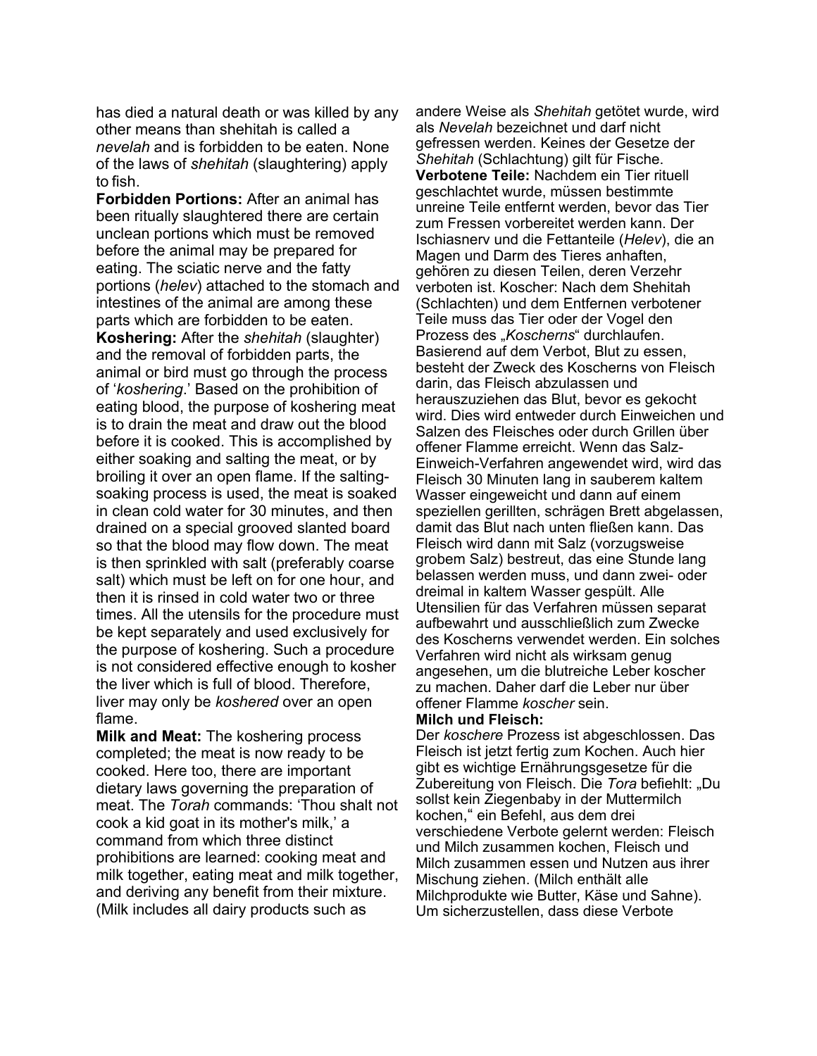has died a natural death or was killed by any other means than shehitah is called a *nevelah* and is forbidden to be eaten. None of the laws of *shehitah* (slaughtering) apply to fish.

**Forbidden Portions:** After an animal has been ritually slaughtered there are certain unclean portions which must be removed before the animal may be prepared for eating. The sciatic nerve and the fatty portions (*helev*) attached to the stomach and intestines of the animal are among these parts which are forbidden to be eaten.

**Koshering:** After the *shehitah* (slaughter) and the removal of forbidden parts, the animal or bird must go through the process of '*koshering*.' Based on the prohibition of eating blood, the purpose of koshering meat is to drain the meat and draw out the blood before it is cooked. This is accomplished by either soaking and salting the meat, or by broiling it over an open flame. If the salting-soaking process is used, the meat is soaked in clean cold water for 30 minutes, and then drained on a special grooved slanted board so that the blood may flow down. The meat is then sprinkled with salt (preferably coarse salt) which must be left on for one hour, and then it is rinsed in cold water two or three times. All the utensils for the procedure must be kept separately and used exclusively for the purpose of koshering. Such a procedure is not considered effective enough to kosher the liver which is full of blood. Therefore, liver may only be *koshered* over an open flame.

**Milk and Meat:** The koshering process completed; the meat is now ready to be cooked. Here too, there are important dietary laws governing the preparation of meat. The *Torah* commands: 'Thou shalt not cook a kid goat in its mother's milk,' a command from which three distinct prohibitions are learned: cooking meat and milk together, eating meat and milk together, and deriving any benefit from their mixture. (Milk includes all dairy products such as

andere Weise als *Shehitah* getötet wurde, wird als *Nevelah* bezeichnet und darf nicht gefressen werden. Keines der Gesetze der *Shehitah* (Schlachtung) gilt für Fische.

**Verbotene Teile:** Nachdem ein Tier rituell geschlachtet wurde, müssen bestimmte unreine Teile entfernt werden, bevor das Tier zum Fressen vorbereitet werden kann. Der Ischiasnerv und die Fettanteile (*Helev*), die an Magen und Darm des Tieres anhaften, gehören zu diesen Teilen, deren Verzehr verboten ist. Koscher: Nach dem Shehitah (Schlachten) und dem Entfernen verbotener Teile muss das Tier oder der Vogel den Prozess des „*Koscherns*" durchlaufen. Basierend auf dem Verbot, Blut zu essen, besteht der Zweck des Koscherns von Fleisch darin, das Fleisch abzulassen und herauszuziehen das Blut, bevor es gekocht wird. Dies wird entweder durch Einweichen und Salzen des Fleisches oder durch Grillen über offener Flamme erreicht. Wenn das Salz-Einweich-Verfahren angewendet wird, wird das Fleisch 30 Minuten lang in sauberem kaltem Wasser eingeweicht und dann auf einem speziellen gerillten, schrägen Brett abgelassen, damit das Blut nach unten fließen kann. Das Fleisch wird dann mit Salz (vorzugsweise grobem Salz) bestreut, das eine Stunde lang belassen werden muss, und dann zwei- oder dreimal in kaltem Wasser gespült. Alle Utensilien für das Verfahren müssen separat aufbewahrt und ausschließlich zum Zwecke des Koscherns verwendet werden. Ein solches Verfahren wird nicht als wirksam genug angesehen, um die blutreiche Leber koscher zu machen. Daher darf die Leber nur über offener Flamme *koscher* sein.

**Milch und Fleisch:**

Der *koschere* Prozess ist abgeschlossen. Das Fleisch ist jetzt fertig zum Kochen. Auch hier gibt es wichtige Ernährungsgesetze für die Zubereitung von Fleisch. Die *Tora* befiehlt: „Du sollst kein Ziegenbaby in der Muttermilch kochen," ein Befehl, aus dem drei verschiedene Verbote gelernt werden: Fleisch und Milch zusammen kochen, Fleisch und Milch zusammen essen und Nutzen aus ihrer Mischung ziehen. (Milch enthält alle Milchprodukte wie Butter, Käse und Sahne). Um sicherzustellen, dass diese Verbote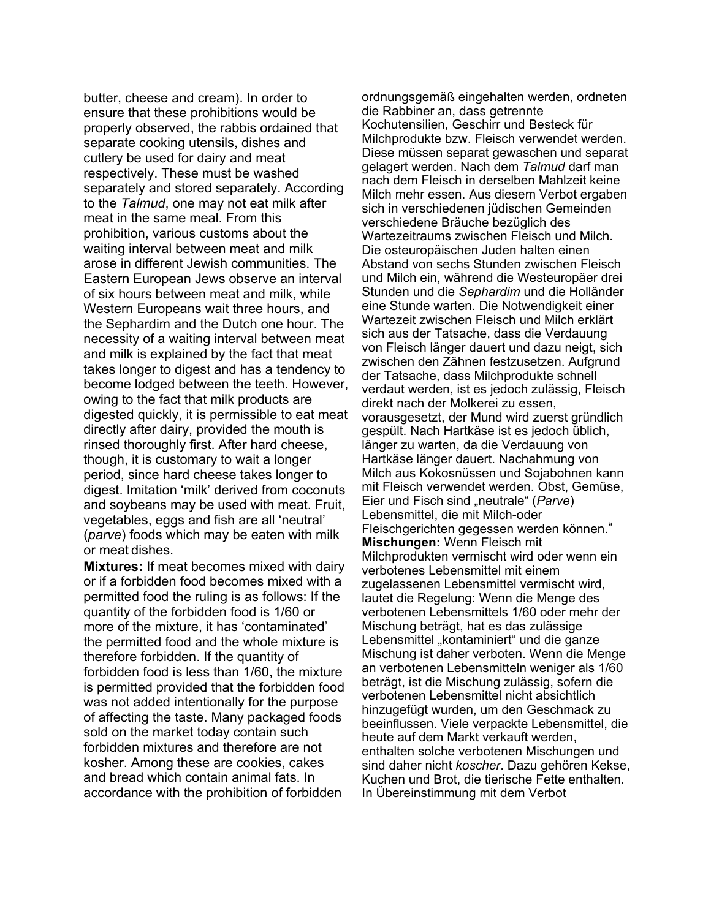butter, cheese and cream). In order to ensure that these prohibitions would be properly observed, the rabbis ordained that separate cooking utensils, dishes and cutlery be used for dairy and meat respectively. These must be washed separately and stored separately. According to the *Talmud*, one may not eat milk after meat in the same meal. From this prohibition, various customs about the waiting interval between meat and milk arose in different Jewish communities. The Eastern European Jews observe an interval of six hours between meat and milk, while Western Europeans wait three hours, and the Sephardim and the Dutch one hour. The necessity of a waiting interval between meat and milk is explained by the fact that meat takes longer to digest and has a tendency to become lodged between the teeth. However, owing to the fact that milk products are digested quickly, it is permissible to eat meat directly after dairy, provided the mouth is rinsed thoroughly first. After hard cheese, though, it is customary to wait a longer period, since hard cheese takes longer to digest. Imitation 'milk' derived from coconuts and soybeans may be used with meat. Fruit, vegetables, eggs and fish are all 'neutral' (*parve*) foods which may be eaten with milk or meat dishes.

**Mixtures:** If meat becomes mixed with dairy or if a forbidden food becomes mixed with a permitted food the ruling is as follows: If the quantity of the forbidden food is 1/60 or more of the mixture, it has 'contaminated' the permitted food and the whole mixture is therefore forbidden. If the quantity of forbidden food is less than 1/60, the mixture is permitted provided that the forbidden food was not added intentionally for the purpose of affecting the taste. Many packaged foods sold on the market today contain such forbidden mixtures and therefore are not kosher. Among these are cookies, cakes and bread which contain animal fats. In accordance with the prohibition of forbidden

ordnungsgemäß eingehalten werden, ordneten die Rabbiner an, dass getrennte Kochutensilien, Geschirr und Besteck für Milchprodukte bzw. Fleisch verwendet werden. Diese müssen separat gewaschen und separat gelagert werden. Nach dem *Talmud* darf man nach dem Fleisch in derselben Mahlzeit keine Milch mehr essen. Aus diesem Verbot ergaben sich in verschiedenen jüdischen Gemeinden verschiedene Bräuche bezüglich des Wartezeitraums zwischen Fleisch und Milch. Die osteuropäischen Juden halten einen Abstand von sechs Stunden zwischen Fleisch und Milch ein, während die Westeuropäer drei Stunden und die *Sephardim* und die Holländer eine Stunde warten. Die Notwendigkeit einer Wartezeit zwischen Fleisch und Milch erklärt sich aus der Tatsache, dass die Verdauung von Fleisch länger dauert und dazu neigt, sich zwischen den Zähnen festzusetzen. Aufgrund der Tatsache, dass Milchprodukte schnell verdaut werden, ist es jedoch zulässig, Fleisch direkt nach der Molkerei zu essen, vorausgesetzt, der Mund wird zuerst gründlich gespült. Nach Hartkäse ist es jedoch üblich, länger zu warten, da die Verdauung von Hartkäse länger dauert. Nachahmung von Milch aus Kokosnüssen und Sojabohnen kann mit Fleisch verwendet werden. Obst, Gemüse, Eier und Fisch sind „neutrale" (*Parve*) Lebensmittel, die mit Milch-oder Fleischgerichten gegessen werden können."

**Mischungen:** Wenn Fleisch mit Milchprodukten vermischt wird oder wenn ein verbotenes Lebensmittel mit einem zugelassenen Lebensmittel vermischt wird, lautet die Regelung: Wenn die Menge des verbotenen Lebensmittels 1/60 oder mehr der Mischung beträgt, hat es das zulässige Lebensmittel „kontaminiert" und die ganze Mischung ist daher verboten. Wenn die Menge an verbotenen Lebensmitteln weniger als 1/60 beträgt, ist die Mischung zulässig, sofern die verbotenen Lebensmittel nicht absichtlich hinzugefügt wurden, um den Geschmack zu beeinflussen. Viele verpackte Lebensmittel, die heute auf dem Markt verkauft werden, enthalten solche verbotenen Mischungen und sind daher nicht *koscher*. Dazu gehören Kekse, Kuchen und Brot, die tierische Fette enthalten. In Übereinstimmung mit dem Verbot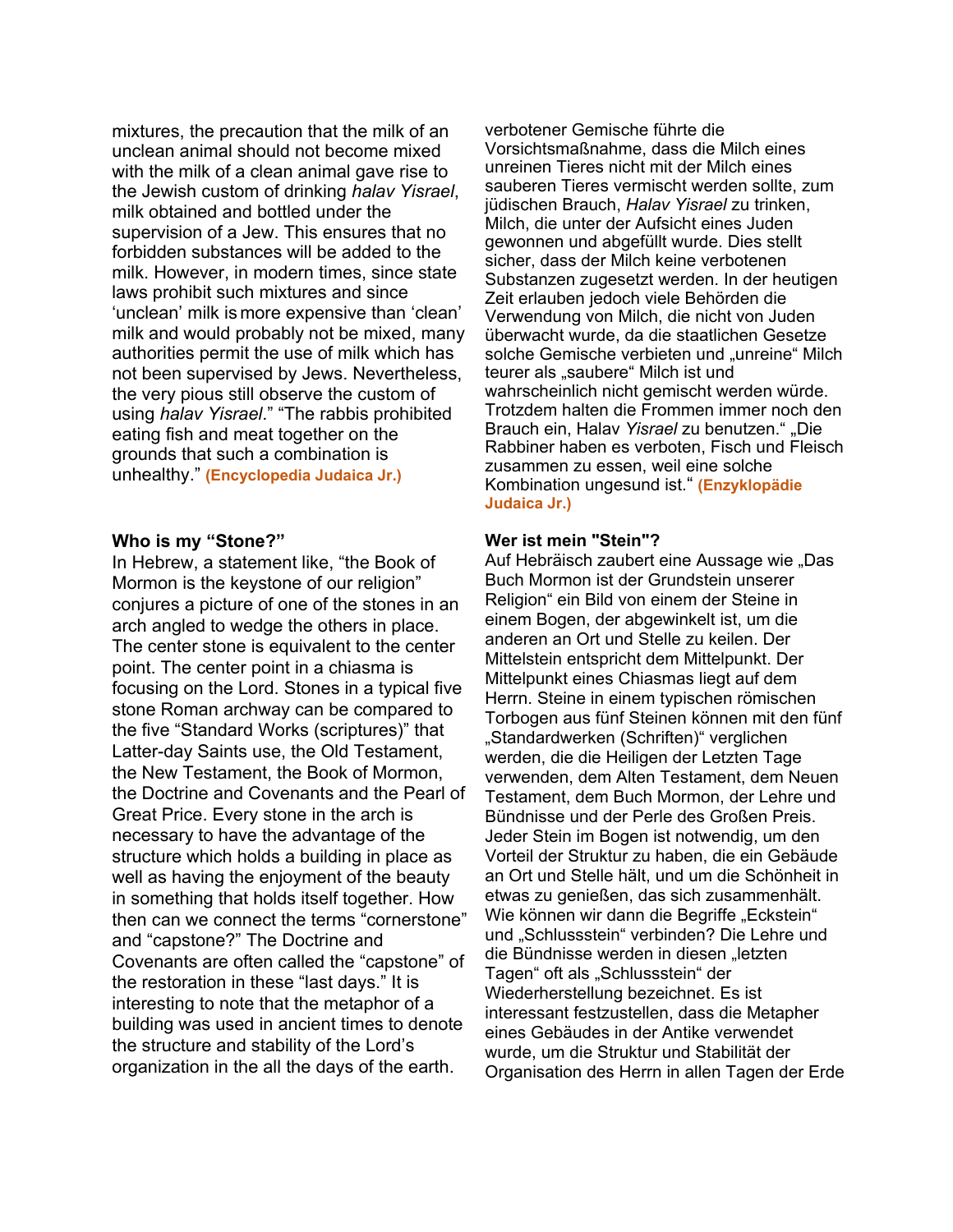mixtures, the precaution that the milk of an unclean animal should not become mixed with the milk of a clean animal gave rise to the Jewish custom of drinking *halav Yisrael*, milk obtained and bottled under the supervision of a Jew. This ensures that no forbidden substances will be added to the milk. However, in modern times, since state laws prohibit such mixtures and since 'unclean' milk is more expensive than 'clean' milk and would probably not be mixed, many authorities permit the use of milk which has not been supervised by Jews. Nevertheless, the very pious still observe the custom of using *halav Yisrael*." "The rabbis prohibited eating fish and meat together on the grounds that such a combination is unhealthy." **(Encyclopedia Judaica Jr.)**

**Who is my "Stone?"**

In Hebrew, a statement like, "the Book of Mormon is the keystone of our religion" conjures a picture of one of the stones in an arch angled to wedge the others in place. The center stone is equivalent to the center point. The center point in a chiasma is focusing on the Lord. Stones in a typical five stone Roman archway can be compared to the five "Standard Works (scriptures)" that Latter-day Saints use, the Old Testament, the New Testament, the Book of Mormon, the Doctrine and Covenants and the Pearl of Great Price. Every stone in the arch is necessary to have the advantage of the structure which holds a building in place as well as having the enjoyment of the beauty in something that holds itself together. How then can we connect the terms "cornerstone" and "capstone?" The Doctrine and Covenants are often called the "capstone" of the restoration in these "last days." It is interesting to note that the metaphor of a building was used in ancient times to denote the structure and stability of the Lord's organization in the all the days of the earth.

verbotener Gemische führte die Vorsichtsmaßnahme, dass die Milch eines unreinen Tieres nicht mit der Milch eines sauberen Tieres vermischt werden sollte, zum jüdischen Brauch, *Halav Yisrael* zu trinken, Milch, die unter der Aufsicht eines Juden gewonnen und abgefüllt wurde. Dies stellt sicher, dass der Milch keine verbotenen Substanzen zugesetzt werden. In der heutigen Zeit erlauben jedoch viele Behörden die Verwendung von Milch, die nicht von Juden überwacht wurde, da die staatlichen Gesetze solche Gemische verbieten und „unreine" Milch teurer als „saubere" Milch ist und wahrscheinlich nicht gemischt werden würde. Trotzdem halten die Frommen immer noch den Brauch ein, Halav *Yisrael* zu benutzen." „Die Rabbiner haben es verboten, Fisch und Fleisch zusammen zu essen, weil eine solche Kombination ungesund ist." **(Enzyklopädie Judaica Jr.)**

**Wer ist mein "Stein"?**

Auf Hebräisch zaubert eine Aussage wie „Das Buch Mormon ist der Grundstein unserer Religion" ein Bild von einem der Steine in einem Bogen, der abgewinkelt ist, um die anderen an Ort und Stelle zu keilen. Der Mittelstein entspricht dem Mittelpunkt. Der Mittelpunkt eines Chiasmas liegt auf dem Herrn. Steine in einem typischen römischen Torbogen aus fünf Steinen können mit den fünf „Standardwerken (Schriften)" verglichen werden, die die Heiligen der Letzten Tage verwenden, dem Alten Testament, dem Neuen Testament, dem Buch Mormon, der Lehre und Bündnisse und der Perle des Großen Preis. Jeder Stein im Bogen ist notwendig, um den Vorteil der Struktur zu haben, die ein Gebäude an Ort und Stelle hält, und um die Schönheit in etwas zu genießen, das sich zusammenhält. Wie können wir dann die Begriffe „Eckstein" und „Schlussstein" verbinden? Die Lehre und die Bündnisse werden in diesen „letzten Tagen" oft als „Schlussstein" der Wiederherstellung bezeichnet. Es ist interessant festzustellen, dass die Metapher eines Gebäudes in der Antike verwendet wurde, um die Struktur und Stabilität der Organisation des Herrn in allen Tagen der Erde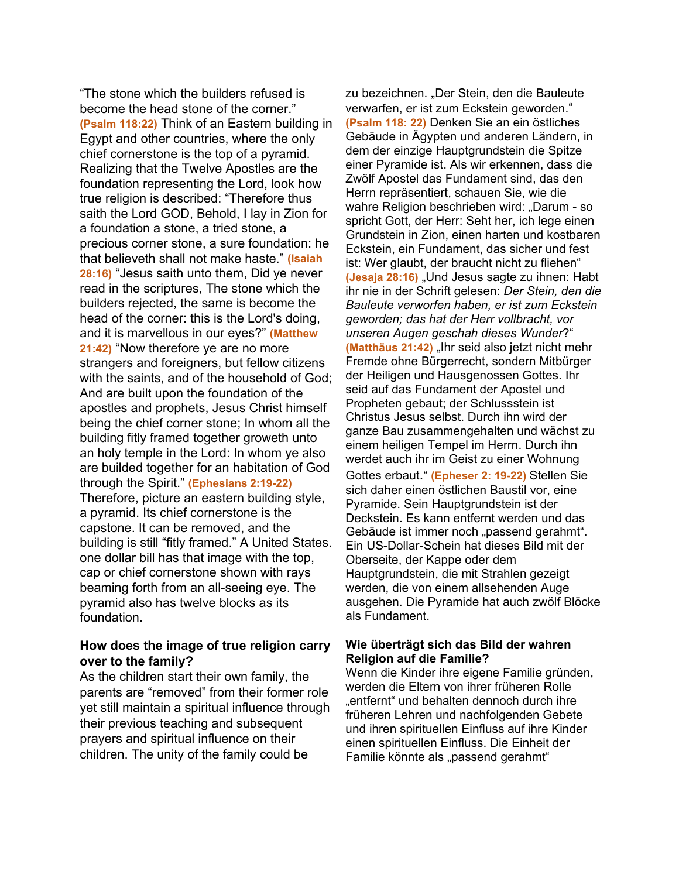"The stone which the builders refused is become the head stone of the corner." **(Psalm 118:22)** Think of an Eastern building in Egypt and other countries, where the only chief cornerstone is the top of a pyramid. Realizing that the Twelve Apostles are the foundation representing the Lord, look how true religion is described: "Therefore thus saith the Lord GOD, Behold, I lay in Zion for a foundation a stone, a tried stone, a precious corner stone, a sure foundation: he that believeth shall not make haste." **(Isaiah 28:16)** "Jesus saith unto them, Did ye never read in the scriptures, The stone which the builders rejected, the same is become the head of the corner: this is the Lord's doing, and it is marvellous in our eyes?" **(Matthew 21:42)** "Now therefore ye are no more strangers and foreigners, but fellow citizens with the saints, and of the household of God; And are built upon the foundation of the apostles and prophets, Jesus Christ himself being the chief corner stone; In whom all the building fitly framed together groweth unto an holy temple in the Lord: In whom ye also are builded together for an habitation of God through the Spirit." **(Ephesians 2:19-22)** Therefore, picture an eastern building style, a pyramid. Its chief cornerstone is the capstone. It can be removed, and the building is still "fitly framed." A United States. one dollar bill has that image with the top, cap or chief cornerstone shown with rays beaming forth from an all-seeing eye. The pyramid also has twelve blocks as its foundation.

**How does the image of true religion carry over to the family?**

As the children start their own family, the parents are "removed" from their former role yet still maintain a spiritual influence through their previous teaching and subsequent prayers and spiritual influence on their children. The unity of the family could be

zu bezeichnen. „Der Stein, den die Bauleute verwarfen, er ist zum Eckstein geworden." **(Psalm 118: 22)** Denken Sie an ein östliches Gebäude in Ägypten und anderen Ländern, in dem der einzige Hauptgrundstein die Spitze einer Pyramide ist. Als wir erkennen, dass die Zwölf Apostel das Fundament sind, das den Herrn repräsentiert, schauen Sie, wie die wahre Religion beschrieben wird: „Darum - so spricht Gott, der Herr: Seht her, ich lege einen Grundstein in Zion, einen harten und kostbaren Eckstein, ein Fundament, das sicher und fest ist: Wer glaubt, der braucht nicht zu fliehen" **(Jesaja 28:16)** „Und Jesus sagte zu ihnen: Habt ihr nie in der Schrift gelesen: *Der Stein, den die Bauleute verworfen haben, er ist zum Eckstein geworden; das hat der Herr vollbracht, vor unseren Augen geschah dieses Wunder*?" **(Matthäus 21:42)** „Ihr seid also jetzt nicht mehr Fremde ohne Bürgerrecht, sondern Mitbürger der Heiligen und Hausgenossen Gottes. Ihr seid auf das Fundament der Apostel und Propheten gebaut; der Schlussstein ist Christus Jesus selbst. Durch ihn wird der ganze Bau zusammengehalten und wächst zu einem heiligen Tempel im Herrn. Durch ihn werdet auch ihr im Geist zu einer Wohnung Gottes erbaut." **(Epheser 2: 19-22)** Stellen Sie sich daher einen östlichen Baustil vor, eine Pyramide. Sein Hauptgrundstein ist der Deckstein. Es kann entfernt werden und das Gebäude ist immer noch „passend gerahmt". Ein US-Dollar-Schein hat dieses Bild mit der Oberseite, der Kappe oder dem Hauptgrundstein, die mit Strahlen gezeigt werden, die von einem allsehenden Auge ausgehen. Die Pyramide hat auch zwölf Blöcke als Fundament.

**Wie überträgt sich das Bild der wahren Religion auf die Familie?**

Wenn die Kinder ihre eigene Familie gründen, werden die Eltern von ihrer früheren Rolle „entfernt" und behalten dennoch durch ihre früheren Lehren und nachfolgenden Gebete und ihren spirituellen Einfluss auf ihre Kinder einen spirituellen Einfluss. Die Einheit der Familie könnte als „passend gerahmt"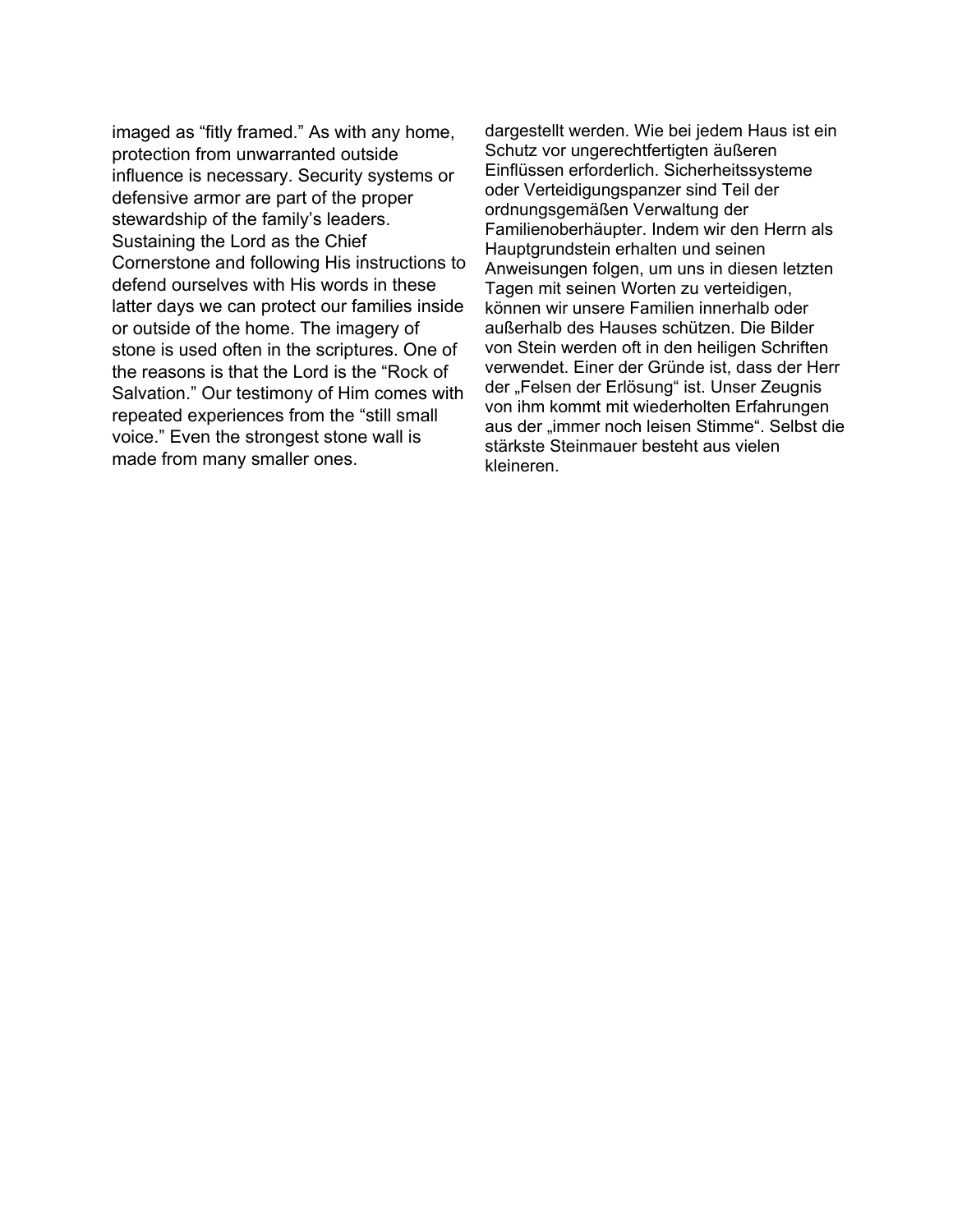imaged as “fitly framed.” As with any home, protection from unwarranted outside influence is necessary. Security systems or defensive armor are part of the proper stewardship of the family’s leaders. Sustaining the Lord as the Chief Cornerstone and following His instructions to defend ourselves with His words in these latter days we can protect our families inside or outside of the home. The imagery of stone is used often in the scriptures. One of the reasons is that the Lord is the “Rock of Salvation.” Our testimony of Him comes with repeated experiences from the “still small voice.” Even the strongest stone wall is made from many smaller ones.

dargestellt werden. Wie bei jedem Haus ist ein Schutz vor ungerechtfertigten äußeren Einflüssen erforderlich. Sicherheitssysteme oder Verteidigungspanzer sind Teil der ordnungsgemäßen Verwaltung der Familienoberhäupter. Indem wir den Herrn als Hauptgrundstein erhalten und seinen Anweisungen folgen, um uns in diesen letzten Tagen mit seinen Worten zu verteidigen, können wir unsere Familien innerhalb oder außerhalb des Hauses schützen. Die Bilder von Stein werden oft in den heiligen Schriften verwendet. Einer der Gründe ist, dass der Herr der „Felsen der Erlösung“ ist. Unser Zeugnis von ihm kommt mit wiederholten Erfahrungen aus der „immer noch leisen Stimme“. Selbst die stärkste Steinmauer besteht aus vielen kleineren.